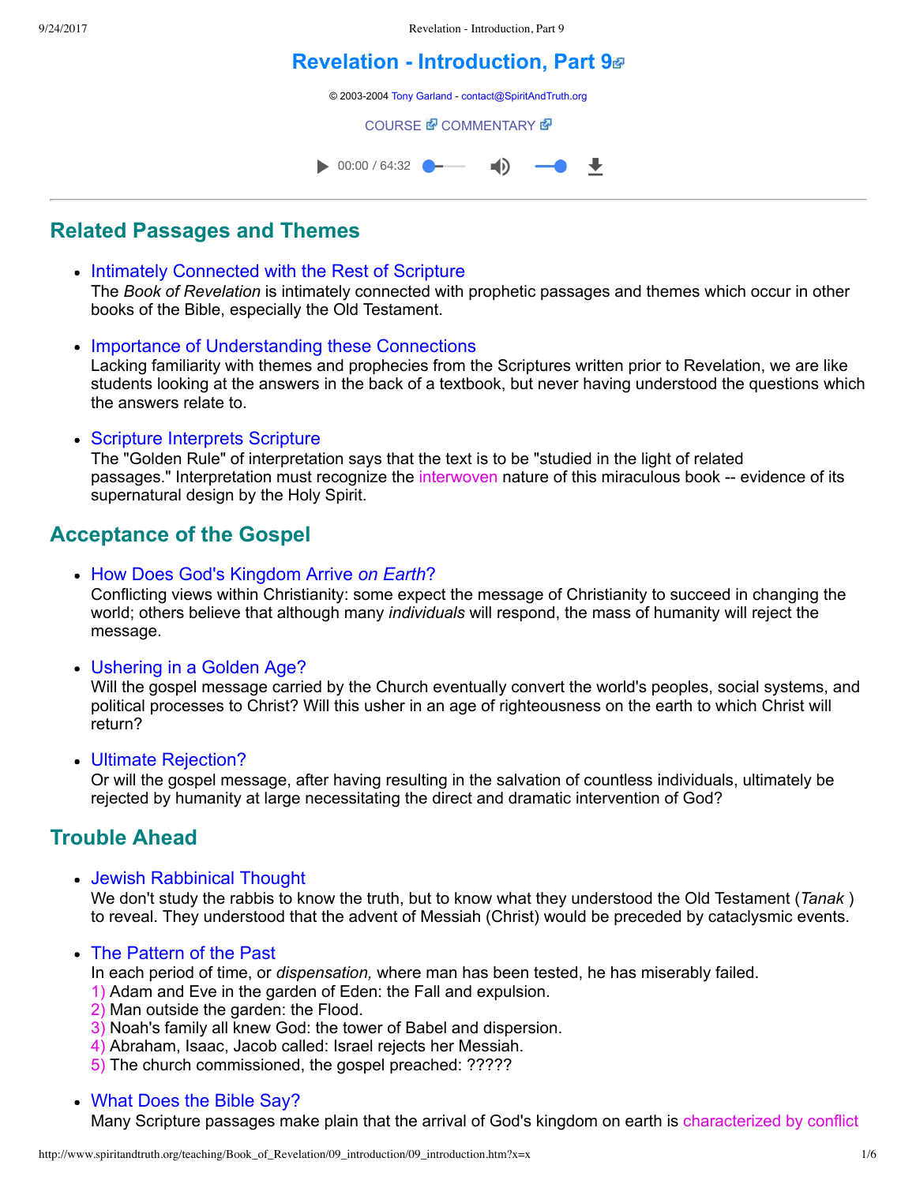# Revelation - Introduction, Part 9

© 2003-2004 Tony Garland - contact@SpiritAndTruth.org

COURSE COMMENTARY

00:00 / 64:32

---

## Related Passages and Themes

- Intimately Connected with the Rest of Scripture
  The *Book of Revelation* is intimately connected with prophetic passages and themes which occur in other books of the Bible, especially the Old Testament.

- Importance of Understanding these Connections
  Lacking familiarity with themes and prophecies from the Scriptures written prior to Revelation, we are like students looking at the answers in the back of a textbook, but never having understood the questions which the answers relate to.

- Scripture Interprets Scripture
  The "Golden Rule" of interpretation says that the text is to be "studied in the light of related passages." Interpretation must recognize the interwoven nature of this miraculous book -- evidence of its supernatural design by the Holy Spirit.

## Acceptance of the Gospel

- How Does God's Kingdom Arrive *on Earth*?
  Conflicting views within Christianity: some expect the message of Christianity to succeed in changing the world; others believe that although many *individuals* will respond, the mass of humanity will reject the message.

- Ushering in a Golden Age?
  Will the gospel message carried by the Church eventually convert the world's peoples, social systems, and political processes to Christ? Will this usher in an age of righteousness on the earth to which Christ will return?

- Ultimate Rejection?
  Or will the gospel message, after having resulting in the salvation of countless individuals, ultimately be rejected by humanity at large necessitating the direct and dramatic intervention of God?

## Trouble Ahead

- Jewish Rabbinical Thought
  We don't study the rabbis to know the truth, but to know what they understood the Old Testament (*Tanak* ) to reveal. They understood that the advent of Messiah (Christ) would be preceded by cataclysmic events.

- The Pattern of the Past
  In each period of time, or *dispensation,* where man has been tested, he has miserably failed.
  1) Adam and Eve in the garden of Eden: the Fall and expulsion.
  2) Man outside the garden: the Flood.
  3) Noah's family all knew God: the tower of Babel and dispersion.
  4) Abraham, Isaac, Jacob called: Israel rejects her Messiah.
  5) The church commissioned, the gospel preached: ?????

- What Does the Bible Say?
  Many Scripture passages make plain that the arrival of God's kingdom on earth is characterized by conflict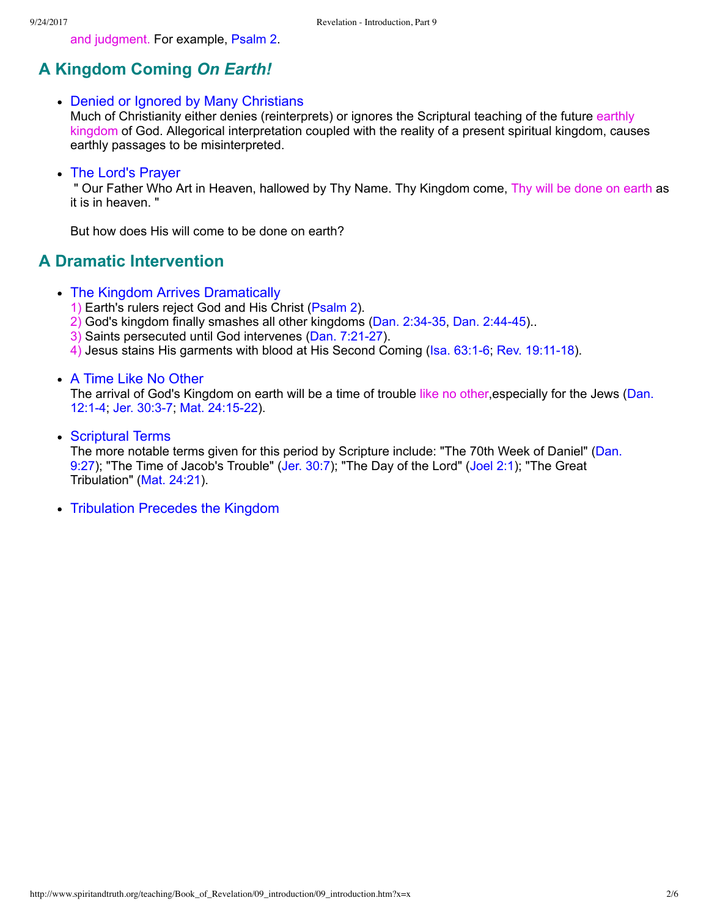and judgment. For example, Psalm 2.

## A Kingdom Coming *On Earth!*

- Denied or Ignored by Many Christians
  Much of Christianity either denies (reinterprets) or ignores the Scriptural teaching of the future earthly kingdom of God. Allegorical interpretation coupled with the reality of a present spiritual kingdom, causes earthly passages to be misinterpreted.

- The Lord's Prayer
  " Our Father Who Art in Heaven, hallowed by Thy Name. Thy Kingdom come, Thy will be done on earth as it is in heaven. "

  But how does His will come to be done on earth?

## A Dramatic Intervention

- The Kingdom Arrives Dramatically
  1) Earth's rulers reject God and His Christ (Psalm 2).
  2) God's kingdom finally smashes all other kingdoms (Dan. 2:34-35, Dan. 2:44-45)..
  3) Saints persecuted until God intervenes (Dan. 7:21-27).
  4) Jesus stains His garments with blood at His Second Coming (Isa. 63:1-6; Rev. 19:11-18).

- A Time Like No Other
  The arrival of God's Kingdom on earth will be a time of trouble like no other,especially for the Jews (Dan. 12:1-4; Jer. 30:3-7; Mat. 24:15-22).

- Scriptural Terms
  The more notable terms given for this period by Scripture include: "The 70th Week of Daniel" (Dan. 9:27); "The Time of Jacob's Trouble" (Jer. 30:7); "The Day of the Lord" (Joel 2:1); "The Great Tribulation" (Mat. 24:21).

- Tribulation Precedes the Kingdom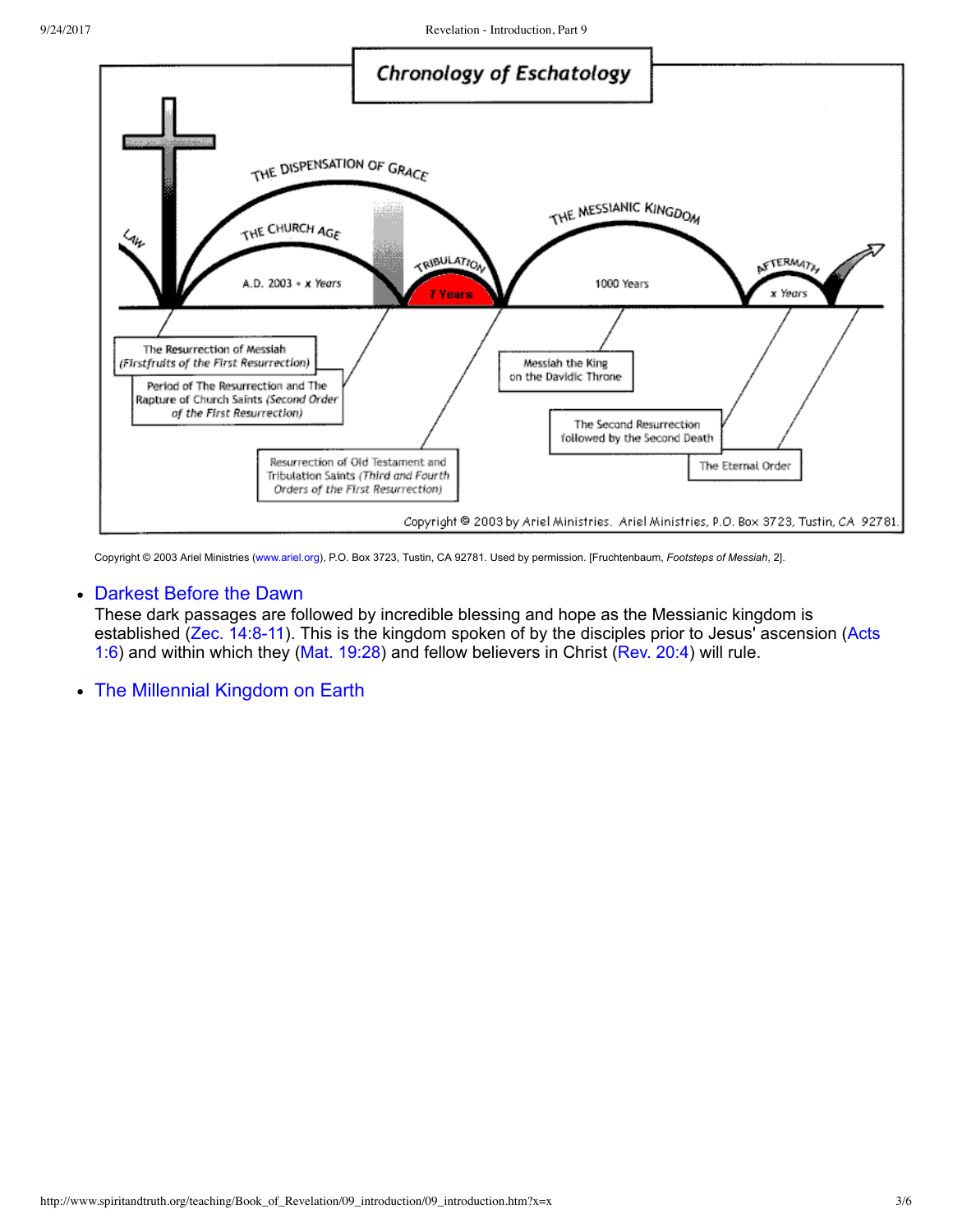# Chronology of Eschatology

LAW

THE DISPENSATION OF GRACE

THE CHURCH AGE

A.D. 2003 + *x* Years

TRIBULATION

7 Years

THE MESSIANIC KINGDOM

1000 Years

AFTERMATH

*x* Years

The Resurrection of Messiah (*Firstfruits of the First Resurrection*)

Period of The Resurrection and The Rapture of Church Saints (*Second Order of the First Resurrection*)

Resurrection of Old Testament and Tribulation Saints (*Third and Fourth Orders of the First Resurrection*)

Messiah the King on the Davidic Throne

The Second Resurrection followed by the Second Death

The Eternal Order

Copyright © 2003 by Ariel Ministries. Ariel Ministries, P.O. Box 3723, Tustin, CA 92781.

Copyright © 2003 Ariel Ministries (www.ariel.org), P.O. Box 3723, Tustin, CA 92781. Used by permission. [Fruchtenbaum, *Footsteps of Messiah*, 2].

- **Darkest Before the Dawn**
  These dark passages are followed by incredible blessing and hope as the Messianic kingdom is established (Zec. 14:8-11). This is the kingdom spoken of by the disciples prior to Jesus' ascension (Acts 1:6) and within which they (Mat. 19:28) and fellow believers in Christ (Rev. 20:4) will rule.
- **The Millennial Kingdom on Earth**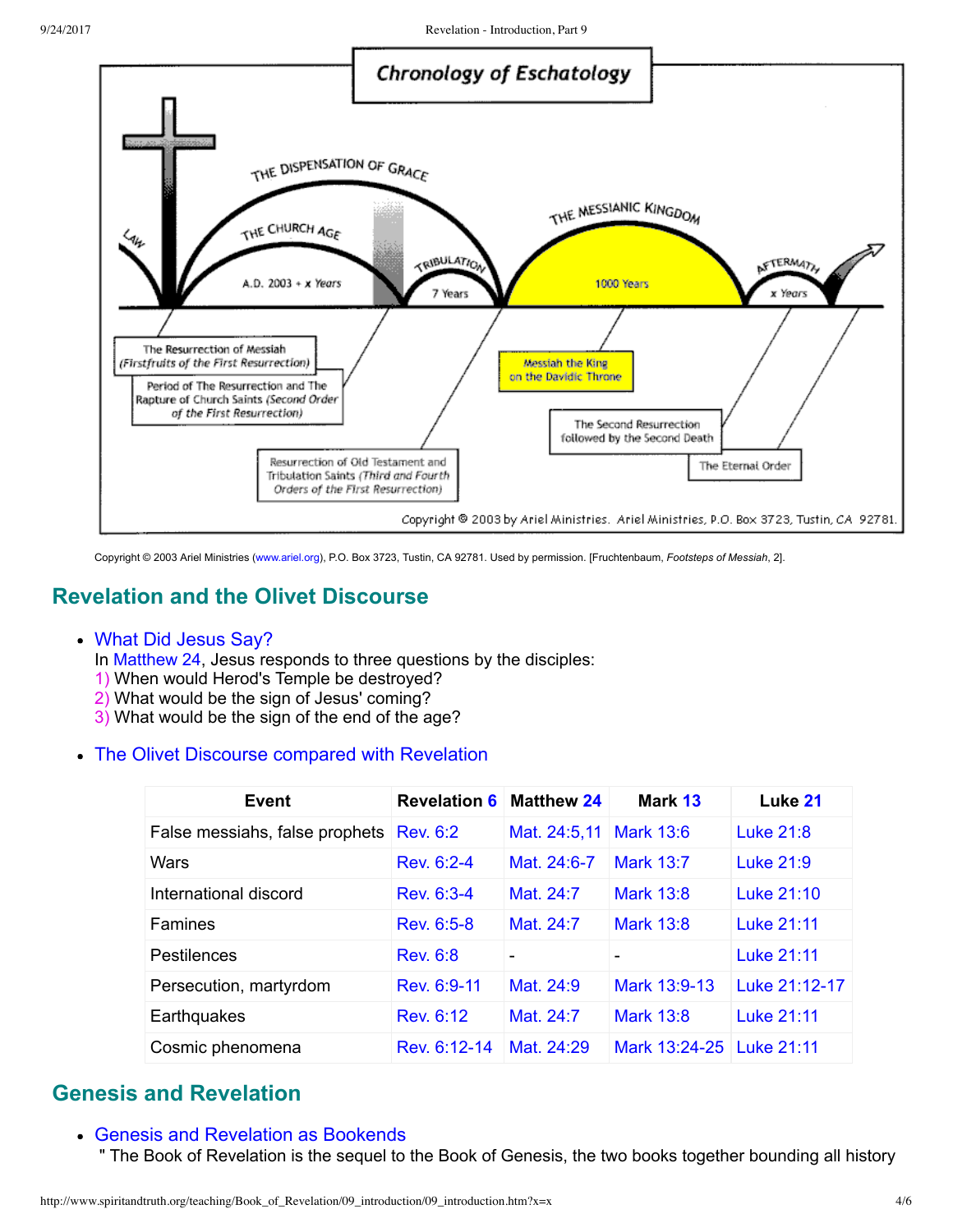**Chronology of Eschatology**

LAW — THE DISPENSATION OF GRACE — THE CHURCH AGE (A.D. 2003 + x Years) — TRIBULATION (7 Years) — THE MESSIANIC KINGDOM (1000 Years) — AFTERMATH (x Years)

- The Resurrection of Messiah (*Firstfruits of the First Resurrection*)
- Period of The Resurrection and The Rapture of Church Saints (*Second Order of the First Resurrection*)
- Resurrection of Old Testament and Tribulation Saints (*Third and Fourth Orders of the First Resurrection*)
- Messiah the King on the Davidic Throne
- The Second Resurrection followed by the Second Death
- The Eternal Order

Copyright © 2003 by Ariel Ministries. Ariel Ministries, P.O. Box 3723, Tustin, CA 92781.

Copyright © 2003 Ariel Ministries (www.ariel.org), P.O. Box 3723, Tustin, CA 92781. Used by permission. [Fruchtenbaum, *Footsteps of Messiah*, 2].

## Revelation and the Olivet Discourse

- What Did Jesus Say?
  In Matthew 24, Jesus responds to three questions by the disciples:
  1) When would Herod's Temple be destroyed?
  2) What would be the sign of Jesus' coming?
  3) What would be the sign of the end of the age?

- The Olivet Discourse compared with Revelation

| Event | Revelation 6 | Matthew 24 | Mark 13 | Luke 21 |
|---|---|---|---|---|
| False messiahs, false prophets | Rev. 6:2 | Mat. 24:5,11 | Mark 13:6 | Luke 21:8 |
| Wars | Rev. 6:2-4 | Mat. 24:6-7 | Mark 13:7 | Luke 21:9 |
| International discord | Rev. 6:3-4 | Mat. 24:7 | Mark 13:8 | Luke 21:10 |
| Famines | Rev. 6:5-8 | Mat. 24:7 | Mark 13:8 | Luke 21:11 |
| Pestilences | Rev. 6:8 | - | - | Luke 21:11 |
| Persecution, martyrdom | Rev. 6:9-11 | Mat. 24:9 | Mark 13:9-13 | Luke 21:12-17 |
| Earthquakes | Rev. 6:12 | Mat. 24:7 | Mark 13:8 | Luke 21:11 |
| Cosmic phenomena | Rev. 6:12-14 | Mat. 24:29 | Mark 13:24-25 | Luke 21:11 |

## Genesis and Revelation

- Genesis and Revelation as Bookends
  " The Book of Revelation is the sequel to the Book of Genesis, the two books together bounding all history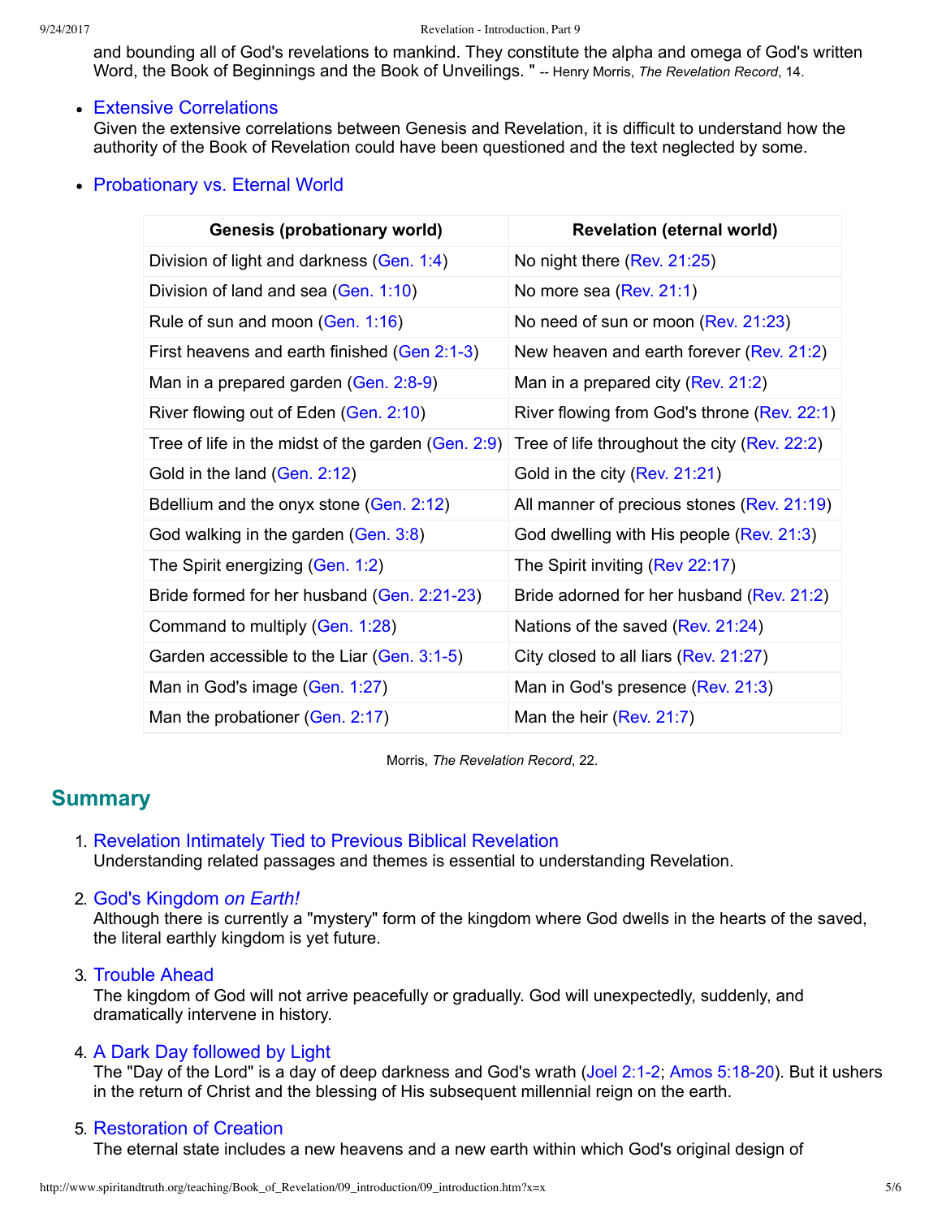and bounding all of God's revelations to mankind. They constitute the alpha and omega of God's written Word, the Book of Beginnings and the Book of Unveilings. " -- Henry Morris, *The Revelation Record*, 14.

- Extensive Correlations
  Given the extensive correlations between Genesis and Revelation, it is difficult to understand how the authority of the Book of Revelation could have been questioned and the text neglected by some.

- Probationary vs. Eternal World

| Genesis (probationary world) | Revelation (eternal world) |
| --- | --- |
| Division of light and darkness (Gen. 1:4) | No night there (Rev. 21:25) |
| Division of land and sea (Gen. 1:10) | No more sea (Rev. 21:1) |
| Rule of sun and moon (Gen. 1:16) | No need of sun or moon (Rev. 21:23) |
| First heavens and earth finished (Gen 2:1-3) | New heaven and earth forever (Rev. 21:2) |
| Man in a prepared garden (Gen. 2:8-9) | Man in a prepared city (Rev. 21:2) |
| River flowing out of Eden (Gen. 2:10) | River flowing from God's throne (Rev. 22:1) |
| Tree of life in the midst of the garden (Gen. 2:9) | Tree of life throughout the city (Rev. 22:2) |
| Gold in the land (Gen. 2:12) | Gold in the city (Rev. 21:21) |
| Bdellium and the onyx stone (Gen. 2:12) | All manner of precious stones (Rev. 21:19) |
| God walking in the garden (Gen. 3:8) | God dwelling with His people (Rev. 21:3) |
| The Spirit energizing (Gen. 1:2) | The Spirit inviting (Rev 22:17) |
| Bride formed for her husband (Gen. 2:21-23) | Bride adorned for her husband (Rev. 21:2) |
| Command to multiply (Gen. 1:28) | Nations of the saved (Rev. 21:24) |
| Garden accessible to the Liar (Gen. 3:1-5) | City closed to all liars (Rev. 21:27) |
| Man in God's image (Gen. 1:27) | Man in God's presence (Rev. 21:3) |
| Man the probationer (Gen. 2:17) | Man the heir (Rev. 21:7) |

Morris, *The Revelation Record*, 22.

## Summary

1. Revelation Intimately Tied to Previous Biblical Revelation
   Understanding related passages and themes is essential to understanding Revelation.

2. God's Kingdom *on Earth!*
   Although there is currently a "mystery" form of the kingdom where God dwells in the hearts of the saved, the literal earthly kingdom is yet future.

3. Trouble Ahead
   The kingdom of God will not arrive peacefully or gradually. God will unexpectedly, suddenly, and dramatically intervene in history.

4. A Dark Day followed by Light
   The "Day of the Lord" is a day of deep darkness and God's wrath (Joel 2:1-2; Amos 5:18-20). But it ushers in the return of Christ and the blessing of His subsequent millennial reign on the earth.

5. Restoration of Creation
   The eternal state includes a new heavens and a new earth within which God's original design of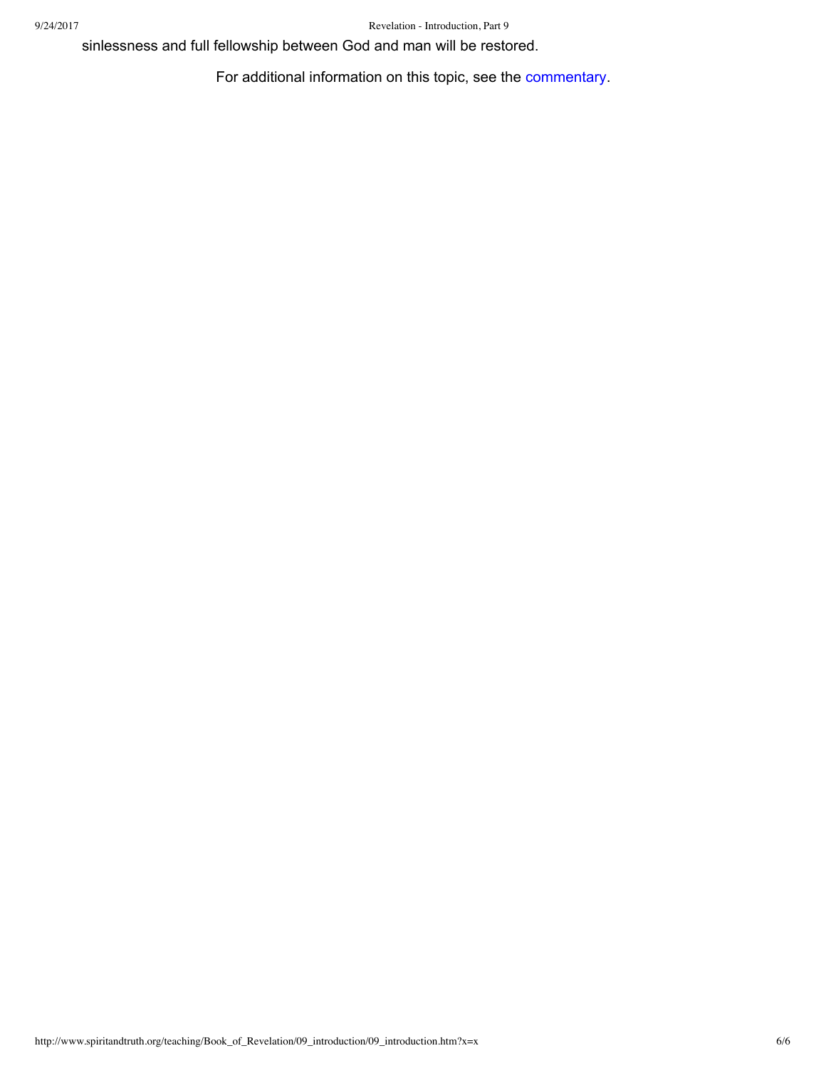sinlessness and full fellowship between God and man will be restored.

For additional information on this topic, see the commentary.